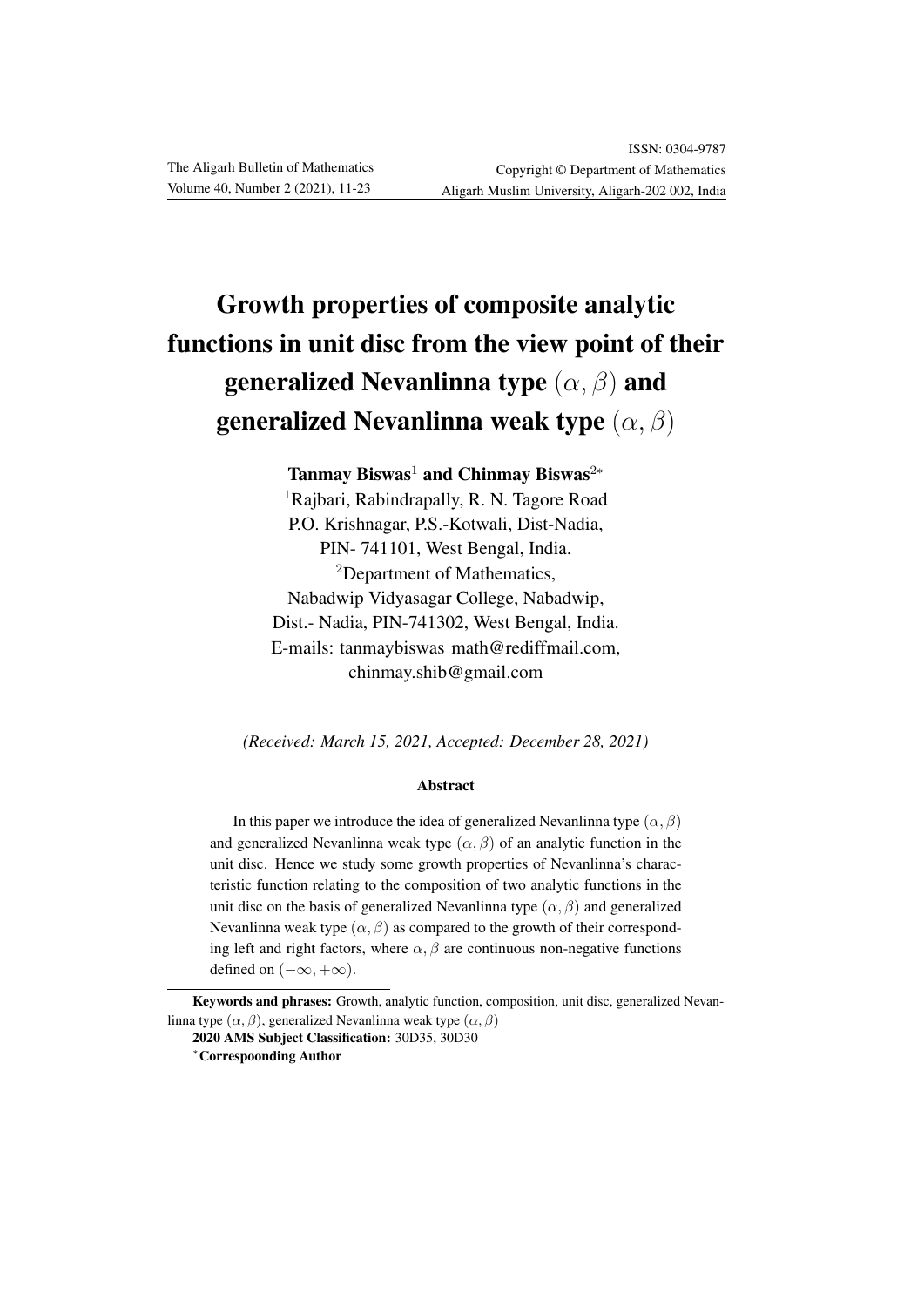# Growth properties of composite analytic functions in unit disc from the view point of their generalized Nevanlinna type $(\alpha, \beta)$ and generalized Nevanlinna weak type $(\alpha, \beta)$

**Tanmay Biswas**[1] **and Chinmay Biswas**[2*]

[1]Rajbari, Rabindrapally, R. N. Tagore Road
P.O. Krishnagar, P.S.-Kotwali, Dist-Nadia,
PIN- 741101, West Bengal, India.
[2]Department of Mathematics,
Nabadwip Vidyasagar College, Nabadwip,
Dist.- Nadia, PIN-741302, West Bengal, India.
E-mails: tanmaybiswas_math@rediffmail.com,
chinmay.shib@gmail.com

*(Received: March 15, 2021, Accepted: December 28, 2021)*

### Abstract

In this paper we introduce the idea of generalized Nevanlinna type $(\alpha, \beta)$ and generalized Nevanlinna weak type $(\alpha, \beta)$ of an analytic function in the unit disc. Hence we study some growth properties of Nevanlinna's characteristic function relating to the composition of two analytic functions in the unit disc on the basis of generalized Nevanlinna type $(\alpha, \beta)$ and generalized Nevanlinna weak type $(\alpha, \beta)$ as compared to the growth of their corresponding left and right factors, where $\alpha, \beta$ are continuous non-negative functions defined on $(-\infty, +\infty)$.

---

**Keywords and phrases:** Growth, analytic function, composition, unit disc, generalized Nevanlinna type $(\alpha, \beta)$, generalized Nevanlinna weak type $(\alpha, \beta)$

**2020 AMS Subject Classification:** 30D35, 30D30

*Correspoonding Author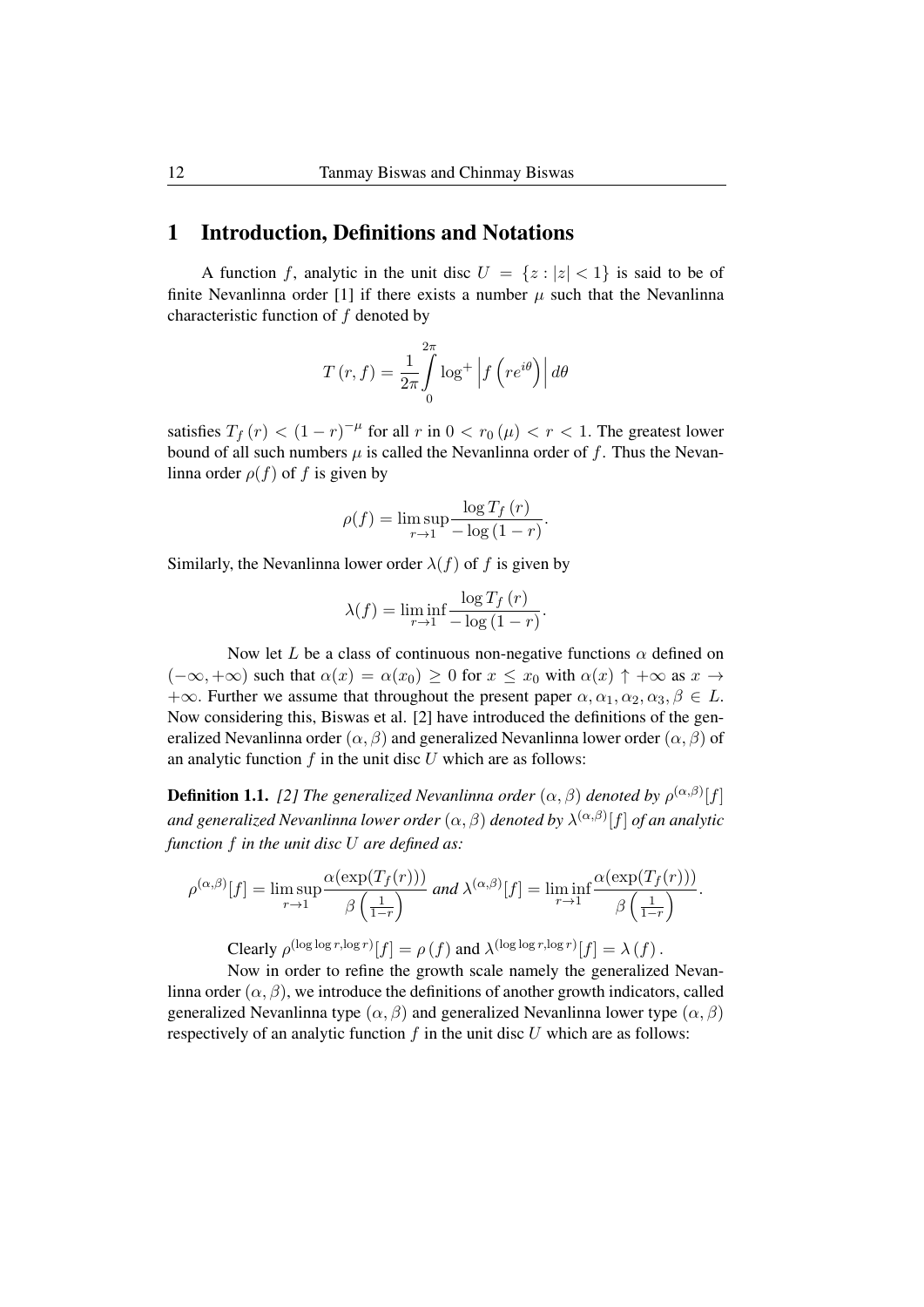## 1 Introduction, Definitions and Notations

A function $f$, analytic in the unit disc $U = \{z : |z| < 1\}$ is said to be of finite Nevanlinna order [1] if there exists a number $\mu$ such that the Nevanlinna characteristic function of $f$ denoted by

$$T(r, f) = \frac{1}{2\pi} \int_{0}^{2\pi} \log^{+} \left| f\left(re^{i\theta}\right) \right| d\theta$$

satisfies $T_f(r) < (1 - r)^{-\mu}$ for all $r$ in $0 < r_0(\mu) < r < 1$. The greatest lower bound of all such numbers $\mu$ is called the Nevanlinna order of $f$. Thus the Nevanlinna order $\rho(f)$ of $f$ is given by

$$\rho(f) = \limsup_{r \to 1} \frac{\log T_f(r)}{-\log(1 - r)}.$$

Similarly, the Nevanlinna lower order $\lambda(f)$ of $f$ is given by

$$\lambda(f) = \liminf_{r \to 1} \frac{\log T_f(r)}{-\log(1 - r)}.$$

Now let $L$ be a class of continuous non-negative functions $\alpha$ defined on $(-\infty, +\infty)$ such that $\alpha(x) = \alpha(x_0) \geq 0$ for $x \leq x_0$ with $\alpha(x) \uparrow +\infty$ as $x \to +\infty$. Further we assume that throughout the present paper $\alpha, \alpha_1, \alpha_2, \alpha_3, \beta \in L$. Now considering this, Biswas et al. [2] have introduced the definitions of the generalized Nevanlinna order $(\alpha, \beta)$ and generalized Nevanlinna lower order $(\alpha, \beta)$ of an analytic function $f$ in the unit disc $U$ which are as follows:

**Definition 1.1.** *[2] The generalized Nevanlinna order $(\alpha, \beta)$ denoted by $\rho^{(\alpha,\beta)}[f]$ and generalized Nevanlinna lower order $(\alpha, \beta)$ denoted by $\lambda^{(\alpha,\beta)}[f]$ of an analytic function $f$ in the unit disc $U$ are defined as:*

$$\rho^{(\alpha,\beta)}[f] = \limsup_{r \to 1} \frac{\alpha(\exp(T_f(r)))}{\beta\left(\frac{1}{1-r}\right)} \text{ and } \lambda^{(\alpha,\beta)}[f] = \liminf_{r \to 1} \frac{\alpha(\exp(T_f(r)))}{\beta\left(\frac{1}{1-r}\right)}.$$

Clearly $\rho^{(\log \log r, \log r)}[f] = \rho(f)$ and $\lambda^{(\log \log r, \log r)}[f] = \lambda(f)$.

Now in order to refine the growth scale namely the generalized Nevanlinna order $(\alpha, \beta)$, we introduce the definitions of another growth indicators, called generalized Nevanlinna type $(\alpha, \beta)$ and generalized Nevanlinna lower type $(\alpha, \beta)$ respectively of an analytic function $f$ in the unit disc $U$ which are as follows: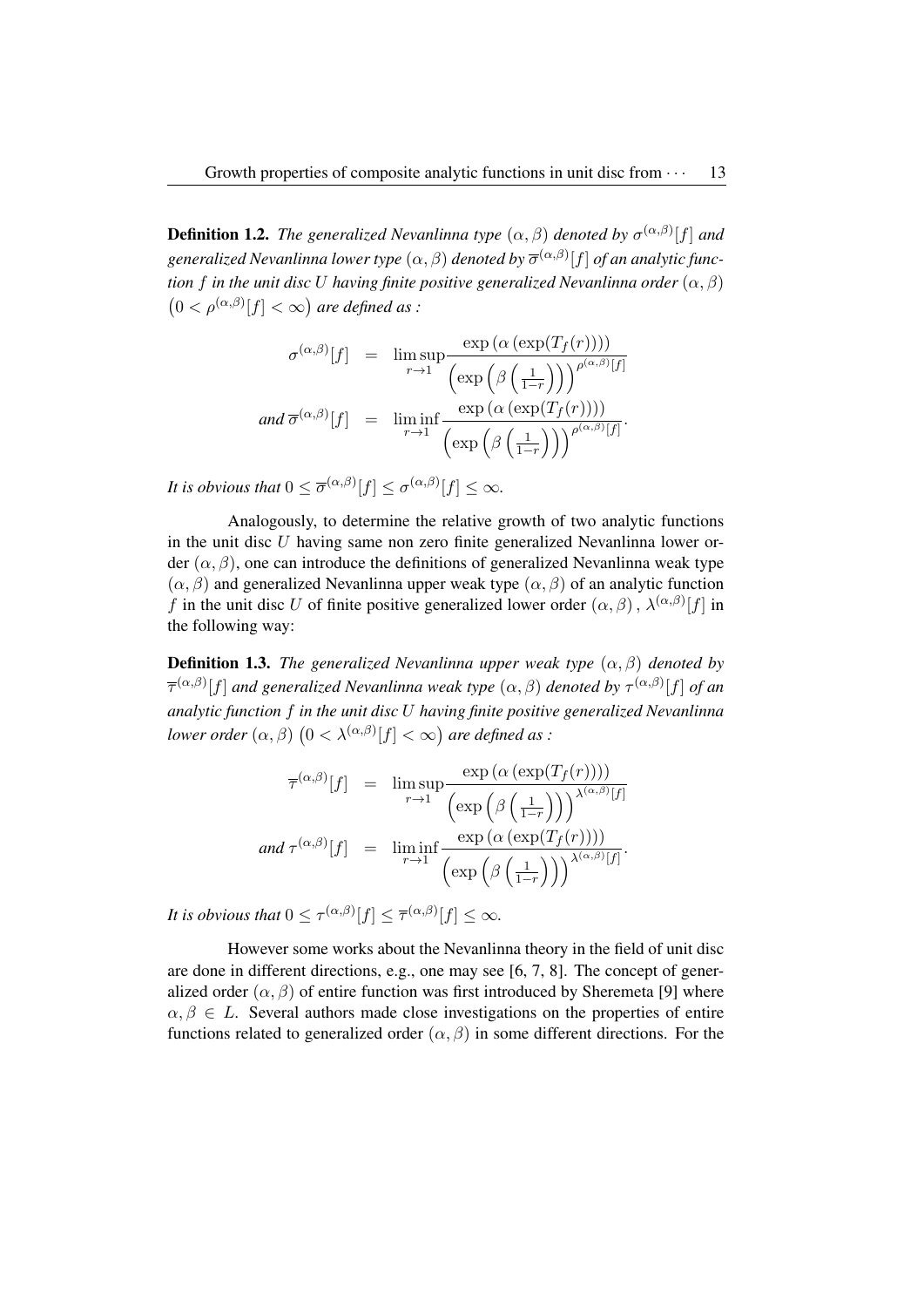**Definition 1.2.** *The generalized Nevanlinna type $(\alpha, \beta)$ denoted by $\sigma^{(\alpha,\beta)}[f]$ and generalized Nevanlinna lower type $(\alpha, \beta)$ denoted by $\overline{\sigma}^{(\alpha,\beta)}[f]$ of an analytic function $f$ in the unit disc $U$ having finite positive generalized Nevanlinna order $(\alpha, \beta)$ $\left(0 < \rho^{(\alpha,\beta)}[f] < \infty\right)$ are defined as :*

$$
\begin{aligned}
\sigma^{(\alpha,\beta)}[f] &= \limsup_{r \to 1} \frac{\exp\left(\alpha\left(\exp(T_f(r))\right)\right)}{\left(\exp\left(\beta\left(\frac{1}{1-r}\right)\right)\right)^{\rho^{(\alpha,\beta)}[f]}} \\
\text{and } \overline{\sigma}^{(\alpha,\beta)}[f] &= \liminf_{r \to 1} \frac{\exp\left(\alpha\left(\exp(T_f(r))\right)\right)}{\left(\exp\left(\beta\left(\frac{1}{1-r}\right)\right)\right)^{\rho^{(\alpha,\beta)}[f]}}.
\end{aligned}
$$

*It is obvious that $0 \leq \overline{\sigma}^{(\alpha,\beta)}[f] \leq \sigma^{(\alpha,\beta)}[f] \leq \infty$.*

Analogously, to determine the relative growth of two analytic functions in the unit disc $U$ having same non zero finite generalized Nevanlinna lower order $(\alpha, \beta)$, one can introduce the definitions of generalized Nevanlinna weak type $(\alpha, \beta)$ and generalized Nevanlinna upper weak type $(\alpha, \beta)$ of an analytic function $f$ in the unit disc $U$ of finite positive generalized lower order $(\alpha, \beta)$, $\lambda^{(\alpha,\beta)}[f]$ in the following way:

**Definition 1.3.** *The generalized Nevanlinna upper weak type $(\alpha, \beta)$ denoted by $\overline{\tau}^{(\alpha,\beta)}[f]$ and generalized Nevanlinna weak type $(\alpha, \beta)$ denoted by $\tau^{(\alpha,\beta)}[f]$ of an analytic function $f$ in the unit disc $U$ having finite positive generalized Nevanlinna lower order $(\alpha, \beta)$ $\left(0 < \lambda^{(\alpha,\beta)}[f] < \infty\right)$ are defined as :*

$$
\begin{aligned}
\overline{\tau}^{(\alpha,\beta)}[f] &= \limsup_{r \to 1} \frac{\exp\left(\alpha\left(\exp(T_f(r))\right)\right)}{\left(\exp\left(\beta\left(\frac{1}{1-r}\right)\right)\right)^{\lambda^{(\alpha,\beta)}[f]}} \\
\text{and } \tau^{(\alpha,\beta)}[f] &= \liminf_{r \to 1} \frac{\exp\left(\alpha\left(\exp(T_f(r))\right)\right)}{\left(\exp\left(\beta\left(\frac{1}{1-r}\right)\right)\right)^{\lambda^{(\alpha,\beta)}[f]}}.
\end{aligned}
$$

*It is obvious that $0 \leq \tau^{(\alpha,\beta)}[f] \leq \overline{\tau}^{(\alpha,\beta)}[f] \leq \infty$.*

However some works about the Nevanlinna theory in the field of unit disc are done in different directions, e.g., one may see [6, 7, 8]. The concept of generalized order $(\alpha, \beta)$ of entire function was first introduced by Sheremeta [9] where $\alpha, \beta \in L$. Several authors made close investigations on the properties of entire functions related to generalized order $(\alpha, \beta)$ in some different directions. For the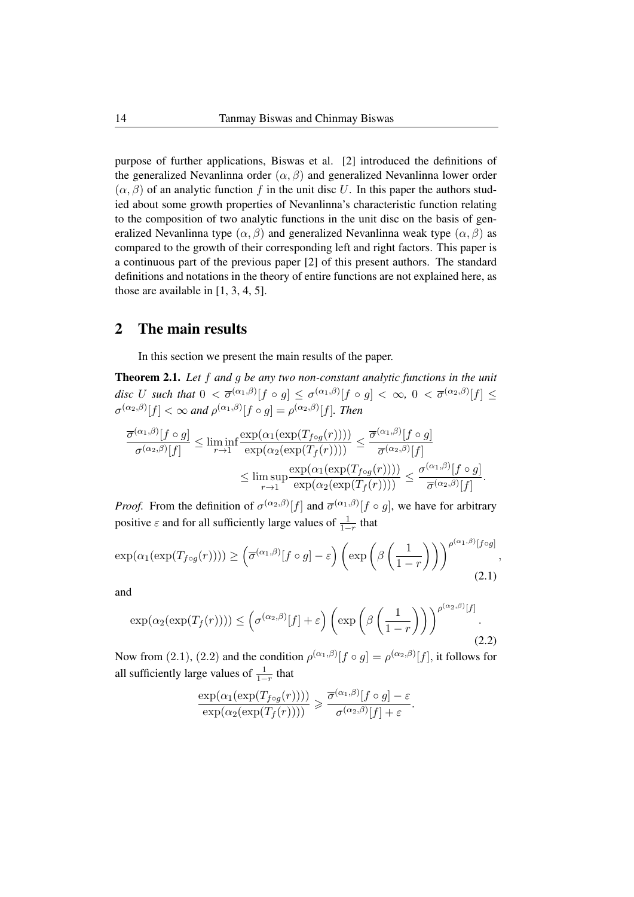purpose of further applications, Biswas et al. [2] introduced the definitions of the generalized Nevanlinna order $(\alpha, \beta)$ and generalized Nevanlinna lower order $(\alpha, \beta)$ of an analytic function $f$ in the unit disc $U$. In this paper the authors studied about some growth properties of Nevanlinna's characteristic function relating to the composition of two analytic functions in the unit disc on the basis of generalized Nevanlinna type $(\alpha, \beta)$ and generalized Nevanlinna weak type $(\alpha, \beta)$ as compared to the growth of their corresponding left and right factors. This paper is a continuous part of the previous paper [2] of this present authors. The standard definitions and notations in the theory of entire functions are not explained here, as those are available in [1, 3, 4, 5].

## 2 The main results

In this section we present the main results of the paper.

**Theorem 2.1.** *Let $f$ and $g$ be any two non-constant analytic functions in the unit disc $U$ such that $0 < \overline{\sigma}^{(\alpha_1,\beta)}[f \circ g] \leq \sigma^{(\alpha_1,\beta)}[f \circ g] < \infty$, $0 < \overline{\sigma}^{(\alpha_2,\beta)}[f] \leq \sigma^{(\alpha_2,\beta)}[f] < \infty$ and $\rho^{(\alpha_1,\beta)}[f \circ g] = \rho^{(\alpha_2,\beta)}[f]$. Then*

$$\frac{\overline{\sigma}^{(\alpha_1,\beta)}[f \circ g]}{\sigma^{(\alpha_2,\beta)}[f]} \leq \liminf_{r \to 1} \frac{\exp(\alpha_1(\exp(T_{f\circ g}(r))))}{\exp(\alpha_2(\exp(T_f(r))))} \leq \frac{\overline{\sigma}^{(\alpha_1,\beta)}[f \circ g]}{\overline{\sigma}^{(\alpha_2,\beta)}[f]}$$

$$\leq \limsup_{r \to 1} \frac{\exp(\alpha_1(\exp(T_{f\circ g}(r))))}{\exp(\alpha_2(\exp(T_f(r))))} \leq \frac{\sigma^{(\alpha_1,\beta)}[f \circ g]}{\overline{\sigma}^{(\alpha_2,\beta)}[f]}.$$

*Proof.* From the definition of $\sigma^{(\alpha_2,\beta)}[f]$ and $\overline{\sigma}^{(\alpha_1,\beta)}[f \circ g]$, we have for arbitrary positive $\varepsilon$ and for all sufficiently large values of $\frac{1}{1-r}$ that

$$\exp(\alpha_1(\exp(T_{f\circ g}(r)))) \geq \left(\overline{\sigma}^{(\alpha_1,\beta)}[f \circ g] - \varepsilon\right)\left(\exp\left(\beta\left(\frac{1}{1-r}\right)\right)\right)^{\rho^{(\alpha_1,\beta)}[f\circ g]}, \tag{2.1}$$

and

$$\exp(\alpha_2(\exp(T_f(r)))) \leq \left(\sigma^{(\alpha_2,\beta)}[f] + \varepsilon\right)\left(\exp\left(\beta\left(\frac{1}{1-r}\right)\right)\right)^{\rho^{(\alpha_2,\beta)}[f]}. \tag{2.2}$$

Now from (2.1), (2.2) and the condition $\rho^{(\alpha_1,\beta)}[f \circ g] = \rho^{(\alpha_2,\beta)}[f]$, it follows for all sufficiently large values of $\frac{1}{1-r}$ that

$$\frac{\exp(\alpha_1(\exp(T_{f\circ g}(r))))}{\exp(\alpha_2(\exp(T_f(r))))} \geqslant \frac{\overline{\sigma}^{(\alpha_1,\beta)}[f \circ g] - \varepsilon}{\sigma^{(\alpha_2,\beta)}[f] + \varepsilon}.$$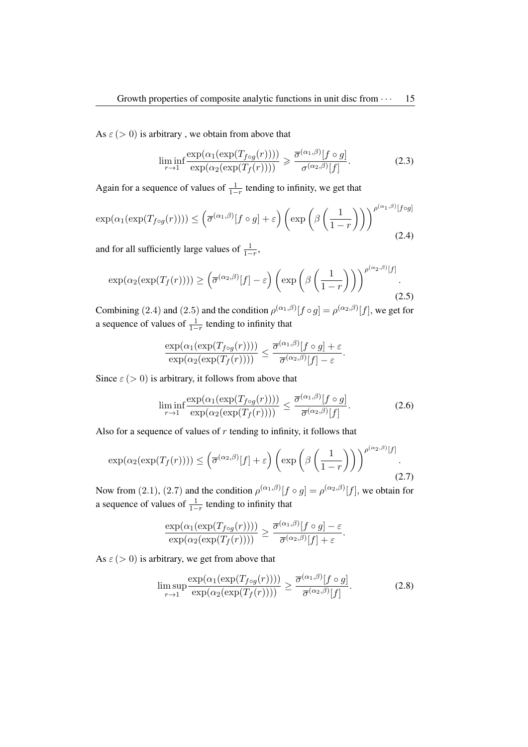As $\varepsilon\,(>0)$ is arbitrary , we obtain from above that

$$\liminf_{r\to 1}\frac{\exp(\alpha_1(\exp(T_{f\circ g}(r))))}{\exp(\alpha_2(\exp(T_f(r))))}\geqslant\frac{\overline{\sigma}^{(\alpha_1,\beta)}[f\circ g]}{\sigma^{(\alpha_2,\beta)}[f]}.\tag{2.3}$$

Again for a sequence of values of $\frac{1}{1-r}$ tending to infinity, we get that

$$\exp(\alpha_1(\exp(T_{f\circ g}(r))))\leq\left(\overline{\sigma}^{(\alpha_1,\beta)}[f\circ g]+\varepsilon\right)\left(\exp\left(\beta\left(\frac{1}{1-r}\right)\right)\right)^{\rho^{(\alpha_1,\beta)}[f\circ g]}\tag{2.4}$$

and for all sufficiently large values of $\frac{1}{1-r}$,

$$\exp(\alpha_2(\exp(T_f(r))))\geq\left(\overline{\sigma}^{(\alpha_2,\beta)}[f]-\varepsilon\right)\left(\exp\left(\beta\left(\frac{1}{1-r}\right)\right)\right)^{\rho^{(\alpha_2,\beta)}[f]}.\tag{2.5}$$

Combining (2.4) and (2.5) and the condition $\rho^{(\alpha_1,\beta)}[f\circ g]=\rho^{(\alpha_2,\beta)}[f]$, we get for a sequence of values of $\frac{1}{1-r}$ tending to infinity that

$$\frac{\exp(\alpha_1(\exp(T_{f\circ g}(r))))}{\exp(\alpha_2(\exp(T_f(r))))}\leq\frac{\overline{\sigma}^{(\alpha_1,\beta)}[f\circ g]+\varepsilon}{\overline{\sigma}^{(\alpha_2,\beta)}[f]-\varepsilon}.$$

Since $\varepsilon\,(>0)$ is arbitrary, it follows from above that

$$\liminf_{r\to 1}\frac{\exp(\alpha_1(\exp(T_{f\circ g}(r))))}{\exp(\alpha_2(\exp(T_f(r))))}\leq\frac{\overline{\sigma}^{(\alpha_1,\beta)}[f\circ g]}{\overline{\sigma}^{(\alpha_2,\beta)}[f]}.\tag{2.6}$$

Also for a sequence of values of $r$ tending to infinity, it follows that

$$\exp(\alpha_2(\exp(T_f(r))))\leq\left(\overline{\sigma}^{(\alpha_2,\beta)}[f]+\varepsilon\right)\left(\exp\left(\beta\left(\frac{1}{1-r}\right)\right)\right)^{\rho^{(\alpha_2,\beta)}[f]}.\tag{2.7}$$

Now from (2.1), (2.7) and the condition $\rho^{(\alpha_1,\beta)}[f\circ g]=\rho^{(\alpha_2,\beta)}[f]$, we obtain for a sequence of values of $\frac{1}{1-r}$ tending to infinity that

$$\frac{\exp(\alpha_1(\exp(T_{f\circ g}(r))))}{\exp(\alpha_2(\exp(T_f(r))))}\geq\frac{\overline{\sigma}^{(\alpha_1,\beta)}[f\circ g]-\varepsilon}{\overline{\sigma}^{(\alpha_2,\beta)}[f]+\varepsilon}.$$

As $\varepsilon\,(>0)$ is arbitrary, we get from above that

$$\limsup_{r\to 1}\frac{\exp(\alpha_1(\exp(T_{f\circ g}(r))))}{\exp(\alpha_2(\exp(T_f(r))))}\geq\frac{\overline{\sigma}^{(\alpha_1,\beta)}[f\circ g]}{\overline{\sigma}^{(\alpha_2,\beta)}[f]}.\tag{2.8}$$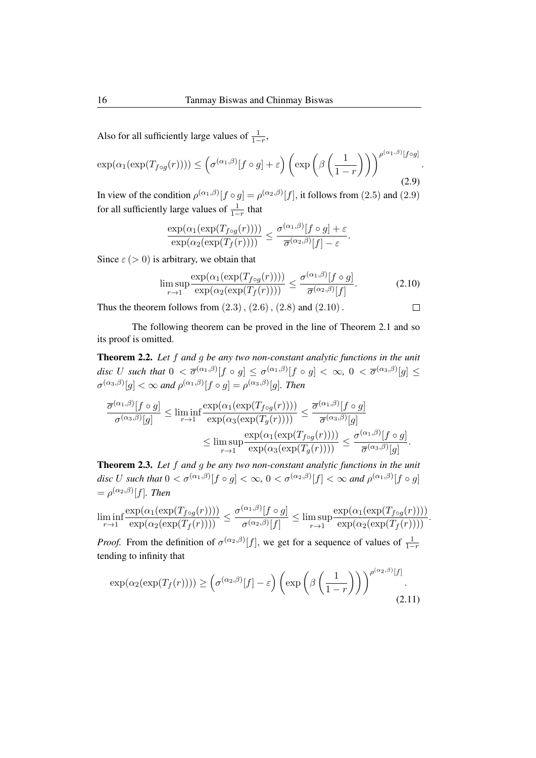Also for all sufficiently large values of $\frac{1}{1-r}$,

$$\exp(\alpha_1(\exp(T_{f\circ g}(r)))) \leq \left(\sigma^{(\alpha_1,\beta)}[f\circ g]+\varepsilon\right)\left(\exp\left(\beta\left(\frac{1}{1-r}\right)\right)\right)^{\rho^{(\alpha_1,\beta)}[f\circ g]}. \tag{2.9}$$

In view of the condition $\rho^{(\alpha_1,\beta)}[f\circ g]=\rho^{(\alpha_2,\beta)}[f]$, it follows from $(2.5)$ and $(2.9)$ for all sufficiently large values of $\frac{1}{1-r}$ that

$$\frac{\exp(\alpha_1(\exp(T_{f\circ g}(r))))}{\exp(\alpha_2(\exp(T_f(r))))} \leq \frac{\sigma^{(\alpha_1,\beta)}[f\circ g]+\varepsilon}{\overline{\sigma}^{(\alpha_2,\beta)}[f]-\varepsilon}.$$

Since $\varepsilon\ (>0)$ is arbitrary, we obtain that

$$\limsup_{r\to 1}\frac{\exp(\alpha_1(\exp(T_{f\circ g}(r))))}{\exp(\alpha_2(\exp(T_f(r))))} \leq \frac{\sigma^{(\alpha_1,\beta)}[f\circ g]}{\overline{\sigma}^{(\alpha_2,\beta)}[f]}. \tag{2.10}$$

Thus the theorem follows from $(2.3)$, $(2.6)$, $(2.8)$ and $(2.10)$. $\square$

The following theorem can be proved in the line of Theorem 2.1 and so its proof is omitted.

**Theorem 2.2.** *Let $f$ and $g$ be any two non-constant analytic functions in the unit disc $U$ such that $0<\overline{\sigma}^{(\alpha_1,\beta)}[f\circ g]\leq\sigma^{(\alpha_1,\beta)}[f\circ g]<\infty$, $0<\overline{\sigma}^{(\alpha_3,\beta)}[g]\leq\sigma^{(\alpha_3,\beta)}[g]<\infty$ and $\rho^{(\alpha_1,\beta)}[f\circ g]=\rho^{(\alpha_3,\beta)}[g]$. Then*

$$\frac{\overline{\sigma}^{(\alpha_1,\beta)}[f\circ g]}{\sigma^{(\alpha_3,\beta)}[g]} \leq \liminf_{r\to 1}\frac{\exp(\alpha_1(\exp(T_{f\circ g}(r))))}{\exp(\alpha_3(\exp(T_g(r))))} \leq \frac{\overline{\sigma}^{(\alpha_1,\beta)}[f\circ g]}{\overline{\sigma}^{(\alpha_3,\beta)}[g]}$$
$$\leq \limsup_{r\to 1}\frac{\exp(\alpha_1(\exp(T_{f\circ g}(r))))}{\exp(\alpha_3(\exp(T_g(r))))} \leq \frac{\sigma^{(\alpha_1,\beta)}[f\circ g]}{\overline{\sigma}^{(\alpha_3,\beta)}[g]}.$$

**Theorem 2.3.** *Let $f$ and $g$ be any two non-constant analytic functions in the unit disc $U$ such that $0<\sigma^{(\alpha_1,\beta)}[f\circ g]<\infty$, $0<\sigma^{(\alpha_2,\beta)}[f]<\infty$ and $\rho^{(\alpha_1,\beta)}[f\circ g]=\rho^{(\alpha_2,\beta)}[f]$. Then*

$$\liminf_{r\to 1}\frac{\exp(\alpha_1(\exp(T_{f\circ g}(r))))}{\exp(\alpha_2(\exp(T_f(r))))} \leq \frac{\sigma^{(\alpha_1,\beta)}[f\circ g]}{\sigma^{(\alpha_2,\beta)}[f]} \leq \limsup_{r\to 1}\frac{\exp(\alpha_1(\exp(T_{f\circ g}(r))))}{\exp(\alpha_2(\exp(T_f(r))))}.$$

*Proof.* From the definition of $\sigma^{(\alpha_2,\beta)}[f]$, we get for a sequence of values of $\frac{1}{1-r}$ tending to infinity that

$$\exp(\alpha_2(\exp(T_f(r)))) \geq \left(\sigma^{(\alpha_2,\beta)}[f]-\varepsilon\right)\left(\exp\left(\beta\left(\frac{1}{1-r}\right)\right)\right)^{\rho^{(\alpha_2,\beta)}[f]}. \tag{2.11}$$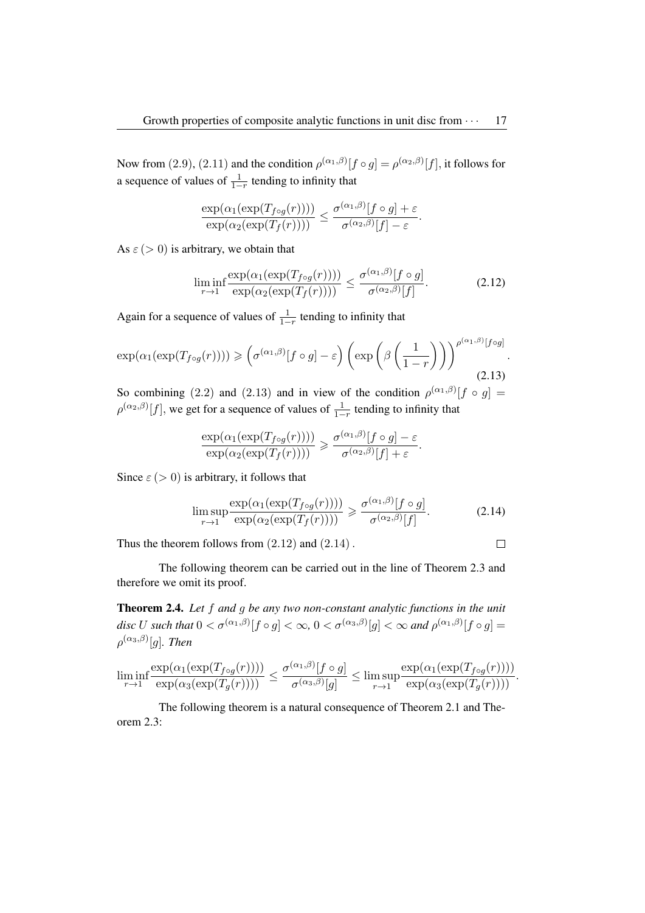Now from $(2.9)$, $(2.11)$ and the condition $\rho^{(\alpha_1,\beta)}[f \circ g] = \rho^{(\alpha_2,\beta)}[f]$, it follows for a sequence of values of $\frac{1}{1-r}$ tending to infinity that

$$\frac{\exp(\alpha_1(\exp(T_{f\circ g}(r))))}{\exp(\alpha_2(\exp(T_f(r))))} \leq \frac{\sigma^{(\alpha_1,\beta)}[f \circ g] + \varepsilon}{\sigma^{(\alpha_2,\beta)}[f] - \varepsilon}.$$

As $\varepsilon\,(> 0)$ is arbitrary, we obtain that

$$\liminf_{r\to 1} \frac{\exp(\alpha_1(\exp(T_{f\circ g}(r))))}{\exp(\alpha_2(\exp(T_f(r))))} \leq \frac{\sigma^{(\alpha_1,\beta)}[f \circ g]}{\sigma^{(\alpha_2,\beta)}[f]}. \tag{2.12}$$

Again for a sequence of values of $\frac{1}{1-r}$ tending to infinity that

$$\exp(\alpha_1(\exp(T_{f\circ g}(r)))) \geqslant \left(\sigma^{(\alpha_1,\beta)}[f \circ g] - \varepsilon\right)\left(\exp\left(\beta\left(\frac{1}{1-r}\right)\right)\right)^{\rho^{(\alpha_1,\beta)}[f\circ g]}. \tag{2.13}$$

So combining $(2.2)$ and $(2.13)$ and in view of the condition $\rho^{(\alpha_1,\beta)}[f \circ g] = \rho^{(\alpha_2,\beta)}[f]$, we get for a sequence of values of $\frac{1}{1-r}$ tending to infinity that

$$\frac{\exp(\alpha_1(\exp(T_{f\circ g}(r))))}{\exp(\alpha_2(\exp(T_f(r))))} \geqslant \frac{\sigma^{(\alpha_1,\beta)}[f \circ g] - \varepsilon}{\sigma^{(\alpha_2,\beta)}[f] + \varepsilon}.$$

Since $\varepsilon\,(> 0)$ is arbitrary, it follows that

$$\limsup_{r\to 1} \frac{\exp(\alpha_1(\exp(T_{f\circ g}(r))))}{\exp(\alpha_2(\exp(T_f(r))))} \geqslant \frac{\sigma^{(\alpha_1,\beta)}[f \circ g]}{\sigma^{(\alpha_2,\beta)}[f]}. \tag{2.14}$$

Thus the theorem follows from $(2.12)$ and $(2.14)$. □

The following theorem can be carried out in the line of Theorem 2.3 and therefore we omit its proof.

**Theorem 2.4.** *Let $f$ and $g$ be any two non-constant analytic functions in the unit disc $U$ such that $0 < \sigma^{(\alpha_1,\beta)}[f \circ g] < \infty$, $0 < \sigma^{(\alpha_3,\beta)}[g] < \infty$ and $\rho^{(\alpha_1,\beta)}[f \circ g] = \rho^{(\alpha_3,\beta)}[g]$. Then*

$$\liminf_{r\to 1} \frac{\exp(\alpha_1(\exp(T_{f\circ g}(r))))}{\exp(\alpha_3(\exp(T_g(r))))} \leq \frac{\sigma^{(\alpha_1,\beta)}[f \circ g]}{\sigma^{(\alpha_3,\beta)}[g]} \leq \limsup_{r\to 1} \frac{\exp(\alpha_1(\exp(T_{f\circ g}(r))))}{\exp(\alpha_3(\exp(T_g(r))))}.$$

The following theorem is a natural consequence of Theorem 2.1 and Theorem 2.3: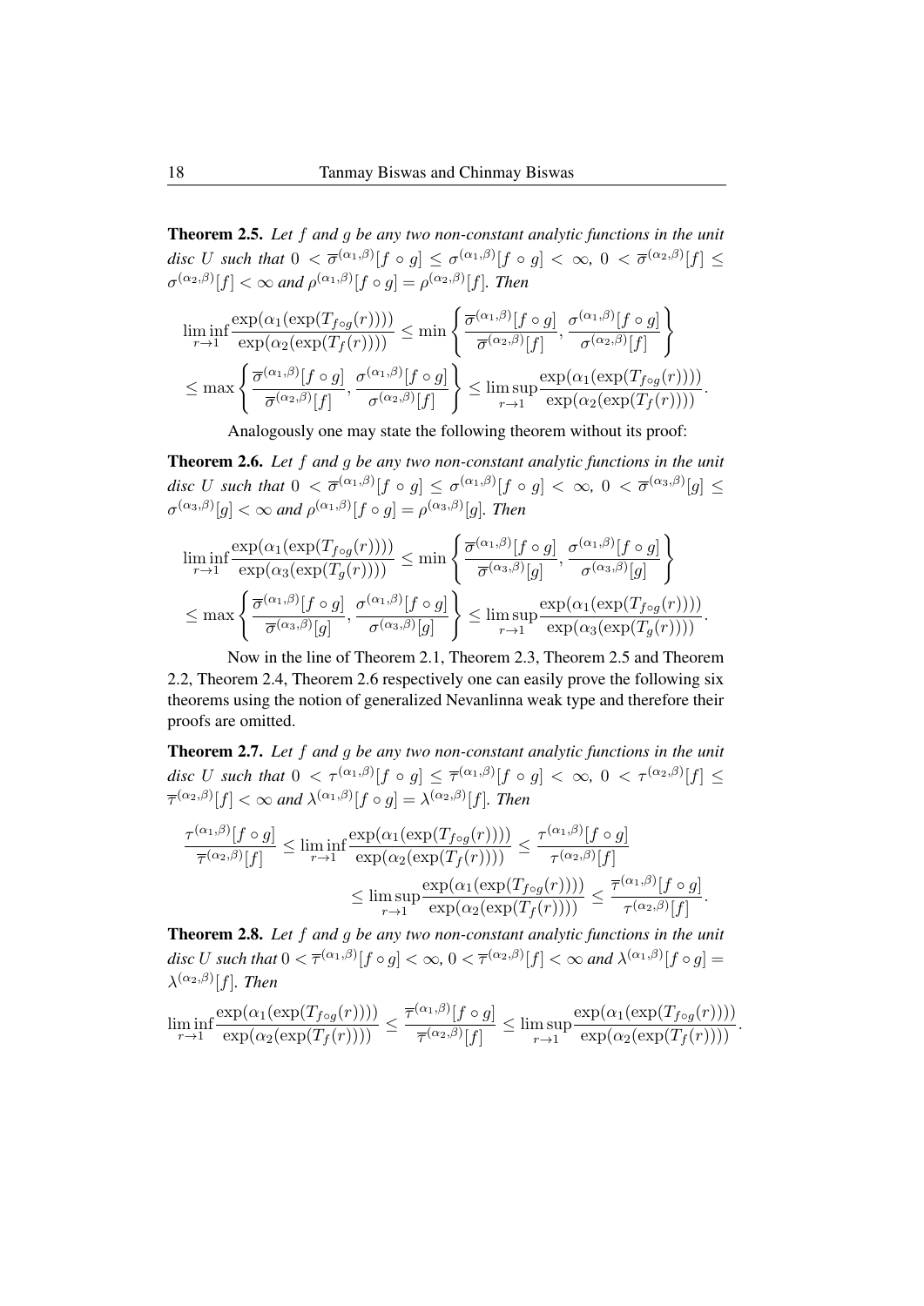**Theorem 2.5.** *Let $f$ and $g$ be any two non-constant analytic functions in the unit disc $U$ such that $0 < \overline{\sigma}^{(\alpha_1,\beta)}[f \circ g] \leq \sigma^{(\alpha_1,\beta)}[f \circ g] < \infty$, $0 < \overline{\sigma}^{(\alpha_2,\beta)}[f] \leq \sigma^{(\alpha_2,\beta)}[f] < \infty$ and $\rho^{(\alpha_1,\beta)}[f \circ g] = \rho^{(\alpha_2,\beta)}[f]$. Then*

$$\liminf_{r \to 1} \frac{\exp(\alpha_1(\exp(T_{f \circ g}(r))))}{\exp(\alpha_2(\exp(T_f(r))))} \leq \min \left\{ \frac{\overline{\sigma}^{(\alpha_1,\beta)}[f \circ g]}{\overline{\sigma}^{(\alpha_2,\beta)}[f]}, \frac{\sigma^{(\alpha_1,\beta)}[f \circ g]}{\sigma^{(\alpha_2,\beta)}[f]} \right\}$$

$$\leq \max \left\{ \frac{\overline{\sigma}^{(\alpha_1,\beta)}[f \circ g]}{\overline{\sigma}^{(\alpha_2,\beta)}[f]}, \frac{\sigma^{(\alpha_1,\beta)}[f \circ g]}{\sigma^{(\alpha_2,\beta)}[f]} \right\} \leq \limsup_{r \to 1} \frac{\exp(\alpha_1(\exp(T_{f \circ g}(r))))}{\exp(\alpha_2(\exp(T_f(r))))}.$$

Analogously one may state the following theorem without its proof:

**Theorem 2.6.** *Let $f$ and $g$ be any two non-constant analytic functions in the unit disc $U$ such that $0 < \overline{\sigma}^{(\alpha_1,\beta)}[f \circ g] \leq \sigma^{(\alpha_1,\beta)}[f \circ g] < \infty$, $0 < \overline{\sigma}^{(\alpha_3,\beta)}[g] \leq \sigma^{(\alpha_3,\beta)}[g] < \infty$ and $\rho^{(\alpha_1,\beta)}[f \circ g] = \rho^{(\alpha_3,\beta)}[g]$. Then*

$$\liminf_{r \to 1} \frac{\exp(\alpha_1(\exp(T_{f \circ g}(r))))}{\exp(\alpha_3(\exp(T_g(r))))} \leq \min \left\{ \frac{\overline{\sigma}^{(\alpha_1,\beta)}[f \circ g]}{\overline{\sigma}^{(\alpha_3,\beta)}[g]}, \frac{\sigma^{(\alpha_1,\beta)}[f \circ g]}{\sigma^{(\alpha_3,\beta)}[g]} \right\}$$

$$\leq \max \left\{ \frac{\overline{\sigma}^{(\alpha_1,\beta)}[f \circ g]}{\overline{\sigma}^{(\alpha_3,\beta)}[g]}, \frac{\sigma^{(\alpha_1,\beta)}[f \circ g]}{\sigma^{(\alpha_3,\beta)}[g]} \right\} \leq \limsup_{r \to 1} \frac{\exp(\alpha_1(\exp(T_{f \circ g}(r))))}{\exp(\alpha_3(\exp(T_g(r))))}.$$

Now in the line of Theorem 2.1, Theorem 2.3, Theorem 2.5 and Theorem 2.2, Theorem 2.4, Theorem 2.6 respectively one can easily prove the following six theorems using the notion of generalized Nevanlinna weak type and therefore their proofs are omitted.

**Theorem 2.7.** *Let $f$ and $g$ be any two non-constant analytic functions in the unit disc $U$ such that $0 < \tau^{(\alpha_1,\beta)}[f \circ g] \leq \overline{\tau}^{(\alpha_1,\beta)}[f \circ g] < \infty$, $0 < \tau^{(\alpha_2,\beta)}[f] \leq \overline{\tau}^{(\alpha_2,\beta)}[f] < \infty$ and $\lambda^{(\alpha_1,\beta)}[f \circ g] = \lambda^{(\alpha_2,\beta)}[f]$. Then*

$$\frac{\tau^{(\alpha_1,\beta)}[f \circ g]}{\overline{\tau}^{(\alpha_2,\beta)}[f]} \leq \liminf_{r \to 1} \frac{\exp(\alpha_1(\exp(T_{f \circ g}(r))))}{\exp(\alpha_2(\exp(T_f(r))))} \leq \frac{\tau^{(\alpha_1,\beta)}[f \circ g]}{\tau^{(\alpha_2,\beta)}[f]}$$

$$\leq \limsup_{r \to 1} \frac{\exp(\alpha_1(\exp(T_{f \circ g}(r))))}{\exp(\alpha_2(\exp(T_f(r))))} \leq \frac{\overline{\tau}^{(\alpha_1,\beta)}[f \circ g]}{\tau^{(\alpha_2,\beta)}[f]}.$$

**Theorem 2.8.** *Let $f$ and $g$ be any two non-constant analytic functions in the unit disc $U$ such that $0 < \overline{\tau}^{(\alpha_1,\beta)}[f \circ g] < \infty$, $0 < \overline{\tau}^{(\alpha_2,\beta)}[f] < \infty$ and $\lambda^{(\alpha_1,\beta)}[f \circ g] = \lambda^{(\alpha_2,\beta)}[f]$. Then*

$$\liminf_{r \to 1} \frac{\exp(\alpha_1(\exp(T_{f \circ g}(r))))}{\exp(\alpha_2(\exp(T_f(r))))} \leq \frac{\overline{\tau}^{(\alpha_1,\beta)}[f \circ g]}{\overline{\tau}^{(\alpha_2,\beta)}[f]} \leq \limsup_{r \to 1} \frac{\exp(\alpha_1(\exp(T_{f \circ g}(r))))}{\exp(\alpha_2(\exp(T_f(r))))}.$$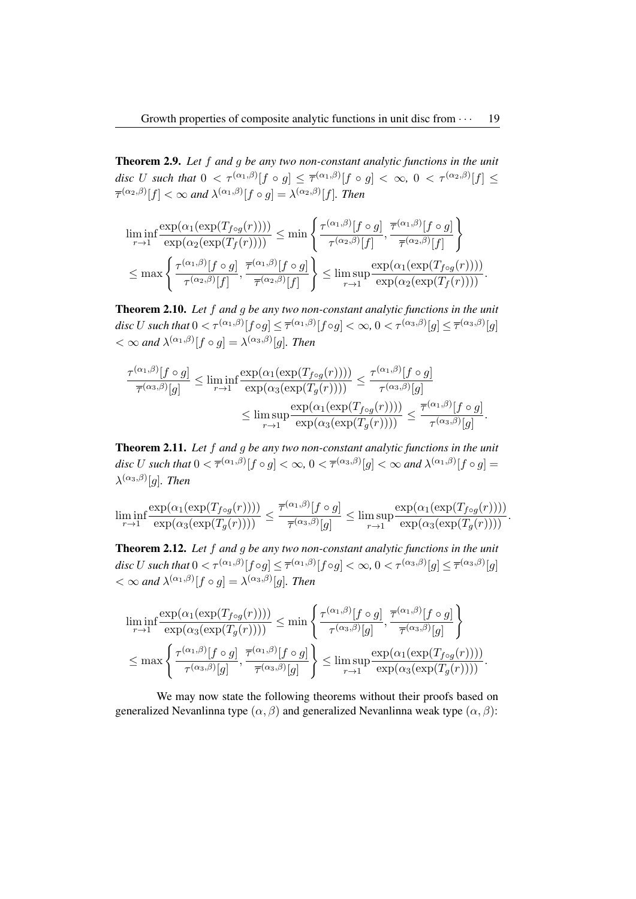**Theorem 2.9.** *Let $f$ and $g$ be any two non-constant analytic functions in the unit disc $U$ such that $0 < \tau^{(\alpha_1,\beta)}[f \circ g] \leq \overline{\tau}^{(\alpha_1,\beta)}[f \circ g] < \infty$, $0 < \tau^{(\alpha_2,\beta)}[f] \leq \overline{\tau}^{(\alpha_2,\beta)}[f] < \infty$ and $\lambda^{(\alpha_1,\beta)}[f \circ g] = \lambda^{(\alpha_2,\beta)}[f]$. Then*

$$\liminf_{r\to 1} \frac{\exp(\alpha_1(\exp(T_{f\circ g}(r))))}{\exp(\alpha_2(\exp(T_f(r))))} \leq \min\left\{ \frac{\tau^{(\alpha_1,\beta)}[f \circ g]}{\tau^{(\alpha_2,\beta)}[f]}, \frac{\overline{\tau}^{(\alpha_1,\beta)}[f \circ g]}{\overline{\tau}^{(\alpha_2,\beta)}[f]} \right\}$$
$$\leq \max\left\{ \frac{\tau^{(\alpha_1,\beta)}[f \circ g]}{\tau^{(\alpha_2,\beta)}[f]}, \frac{\overline{\tau}^{(\alpha_1,\beta)}[f \circ g]}{\overline{\tau}^{(\alpha_2,\beta)}[f]} \right\} \leq \limsup_{r\to 1} \frac{\exp(\alpha_1(\exp(T_{f\circ g}(r))))}{\exp(\alpha_2(\exp(T_f(r))))}.$$

**Theorem 2.10.** *Let $f$ and $g$ be any two non-constant analytic functions in the unit disc $U$ such that $0 < \tau^{(\alpha_1,\beta)}[f\circ g] \leq \overline{\tau}^{(\alpha_1,\beta)}[f\circ g] < \infty$, $0 < \tau^{(\alpha_3,\beta)}[g] \leq \overline{\tau}^{(\alpha_3,\beta)}[g] < \infty$ and $\lambda^{(\alpha_1,\beta)}[f \circ g] = \lambda^{(\alpha_3,\beta)}[g]$. Then*

$$\frac{\tau^{(\alpha_1,\beta)}[f \circ g]}{\overline{\tau}^{(\alpha_3,\beta)}[g]} \leq \liminf_{r\to 1} \frac{\exp(\alpha_1(\exp(T_{f\circ g}(r))))}{\exp(\alpha_3(\exp(T_g(r))))} \leq \frac{\tau^{(\alpha_1,\beta)}[f \circ g]}{\tau^{(\alpha_3,\beta)}[g]}$$
$$\leq \limsup_{r\to 1} \frac{\exp(\alpha_1(\exp(T_{f\circ g}(r))))}{\exp(\alpha_3(\exp(T_g(r))))} \leq \frac{\overline{\tau}^{(\alpha_1,\beta)}[f \circ g]}{\tau^{(\alpha_3,\beta)}[g]}.$$

**Theorem 2.11.** *Let $f$ and $g$ be any two non-constant analytic functions in the unit disc $U$ such that $0 < \overline{\tau}^{(\alpha_1,\beta)}[f \circ g] < \infty$, $0 < \overline{\tau}^{(\alpha_3,\beta)}[g] < \infty$ and $\lambda^{(\alpha_1,\beta)}[f \circ g] = \lambda^{(\alpha_3,\beta)}[g]$. Then*

$$\liminf_{r\to 1} \frac{\exp(\alpha_1(\exp(T_{f\circ g}(r))))}{\exp(\alpha_3(\exp(T_g(r))))} \leq \frac{\overline{\tau}^{(\alpha_1,\beta)}[f \circ g]}{\overline{\tau}^{(\alpha_3,\beta)}[g]} \leq \limsup_{r\to 1} \frac{\exp(\alpha_1(\exp(T_{f\circ g}(r))))}{\exp(\alpha_3(\exp(T_g(r))))}.$$

**Theorem 2.12.** *Let $f$ and $g$ be any two non-constant analytic functions in the unit disc $U$ such that $0 < \tau^{(\alpha_1,\beta)}[f\circ g] \leq \overline{\tau}^{(\alpha_1,\beta)}[f\circ g] < \infty$, $0 < \tau^{(\alpha_3,\beta)}[g] \leq \overline{\tau}^{(\alpha_3,\beta)}[g] < \infty$ and $\lambda^{(\alpha_1,\beta)}[f \circ g] = \lambda^{(\alpha_3,\beta)}[g]$. Then*

$$\liminf_{r\to 1} \frac{\exp(\alpha_1(\exp(T_{f\circ g}(r))))}{\exp(\alpha_3(\exp(T_g(r))))} \leq \min\left\{ \frac{\tau^{(\alpha_1,\beta)}[f \circ g]}{\tau^{(\alpha_3,\beta)}[g]}, \frac{\overline{\tau}^{(\alpha_1,\beta)}[f \circ g]}{\overline{\tau}^{(\alpha_3,\beta)}[g]} \right\}$$
$$\leq \max\left\{ \frac{\tau^{(\alpha_1,\beta)}[f \circ g]}{\tau^{(\alpha_3,\beta)}[g]}, \frac{\overline{\tau}^{(\alpha_1,\beta)}[f \circ g]}{\overline{\tau}^{(\alpha_3,\beta)}[g]} \right\} \leq \limsup_{r\to 1} \frac{\exp(\alpha_1(\exp(T_{f\circ g}(r))))}{\exp(\alpha_3(\exp(T_g(r))))}.$$

We may now state the following theorems without their proofs based on generalized Nevanlinna type $(\alpha, \beta)$ and generalized Nevanlinna weak type $(\alpha, \beta)$: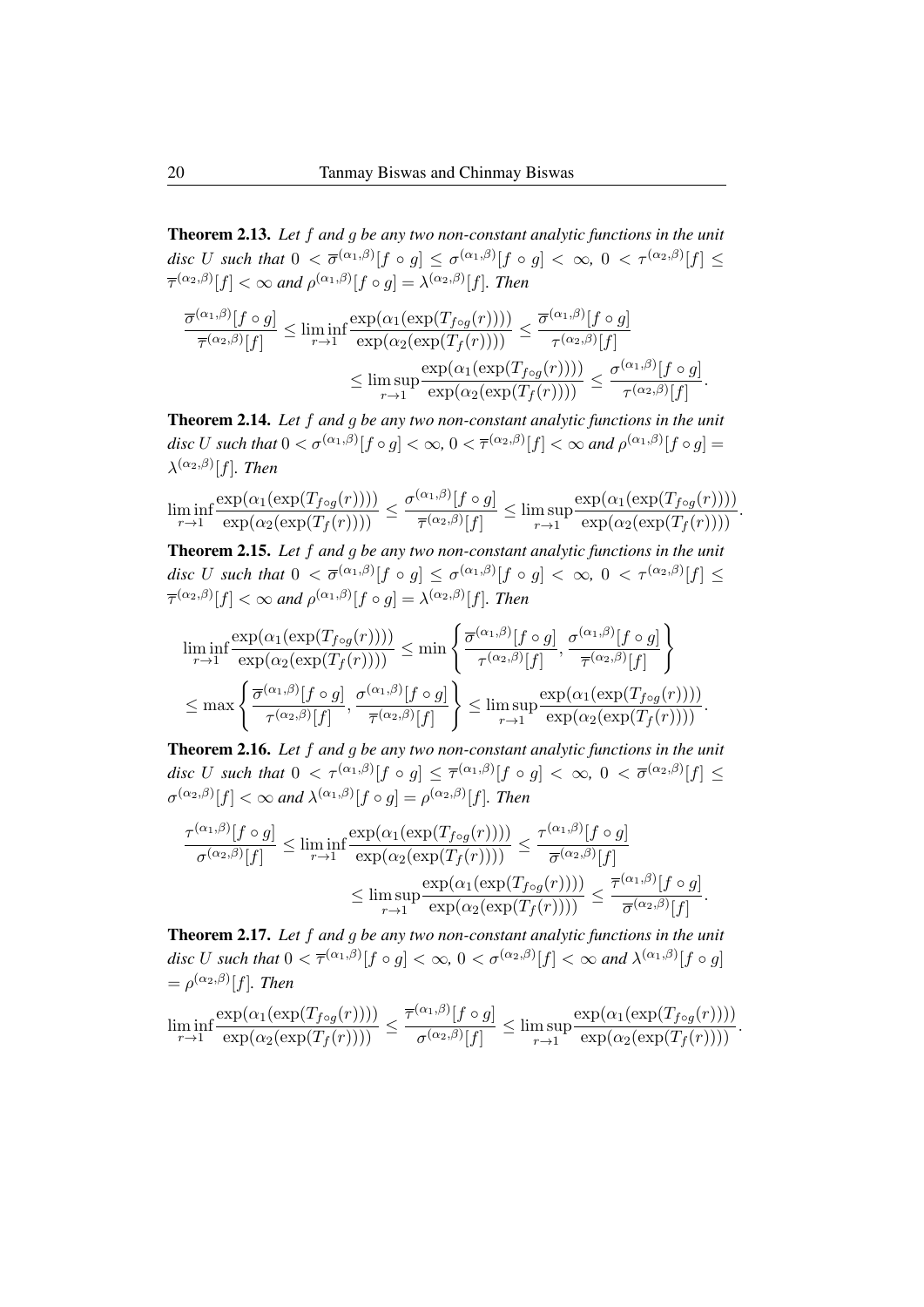**Theorem 2.13.** *Let $f$ and $g$ be any two non-constant analytic functions in the unit disc $U$ such that $0 < \overline{\sigma}^{(\alpha_1,\beta)}[f \circ g] \leq \sigma^{(\alpha_1,\beta)}[f \circ g] < \infty$, $0 < \tau^{(\alpha_2,\beta)}[f] \leq \overline{\tau}^{(\alpha_2,\beta)}[f] < \infty$ and $\rho^{(\alpha_1,\beta)}[f \circ g] = \lambda^{(\alpha_2,\beta)}[f]$. Then*

$$\frac{\overline{\sigma}^{(\alpha_1,\beta)}[f \circ g]}{\overline{\tau}^{(\alpha_2,\beta)}[f]} \leq \liminf_{r \to 1} \frac{\exp(\alpha_1(\exp(T_{f \circ g}(r))))}{\exp(\alpha_2(\exp(T_f(r))))} \leq \frac{\overline{\sigma}^{(\alpha_1,\beta)}[f \circ g]}{\tau^{(\alpha_2,\beta)}[f]}$$
$$\leq \limsup_{r \to 1} \frac{\exp(\alpha_1(\exp(T_{f \circ g}(r))))}{\exp(\alpha_2(\exp(T_f(r))))} \leq \frac{\sigma^{(\alpha_1,\beta)}[f \circ g]}{\tau^{(\alpha_2,\beta)}[f]}.$$

**Theorem 2.14.** *Let $f$ and $g$ be any two non-constant analytic functions in the unit disc $U$ such that $0 < \sigma^{(\alpha_1,\beta)}[f \circ g] < \infty$, $0 < \overline{\tau}^{(\alpha_2,\beta)}[f] < \infty$ and $\rho^{(\alpha_1,\beta)}[f \circ g] = \lambda^{(\alpha_2,\beta)}[f]$. Then*

$$\liminf_{r \to 1} \frac{\exp(\alpha_1(\exp(T_{f \circ g}(r))))}{\exp(\alpha_2(\exp(T_f(r))))} \leq \frac{\sigma^{(\alpha_1,\beta)}[f \circ g]}{\overline{\tau}^{(\alpha_2,\beta)}[f]} \leq \limsup_{r \to 1} \frac{\exp(\alpha_1(\exp(T_{f \circ g}(r))))}{\exp(\alpha_2(\exp(T_f(r))))}.$$

**Theorem 2.15.** *Let $f$ and $g$ be any two non-constant analytic functions in the unit disc $U$ such that $0 < \overline{\sigma}^{(\alpha_1,\beta)}[f \circ g] \leq \sigma^{(\alpha_1,\beta)}[f \circ g] < \infty$, $0 < \tau^{(\alpha_2,\beta)}[f] \leq \overline{\tau}^{(\alpha_2,\beta)}[f] < \infty$ and $\rho^{(\alpha_1,\beta)}[f \circ g] = \lambda^{(\alpha_2,\beta)}[f]$. Then*

$$\liminf_{r \to 1} \frac{\exp(\alpha_1(\exp(T_{f \circ g}(r))))}{\exp(\alpha_2(\exp(T_f(r))))} \leq \min\left\{ \frac{\overline{\sigma}^{(\alpha_1,\beta)}[f \circ g]}{\tau^{(\alpha_2,\beta)}[f]}, \frac{\sigma^{(\alpha_1,\beta)}[f \circ g]}{\overline{\tau}^{(\alpha_2,\beta)}[f]} \right\}$$
$$\leq \max\left\{ \frac{\overline{\sigma}^{(\alpha_1,\beta)}[f \circ g]}{\tau^{(\alpha_2,\beta)}[f]}, \frac{\sigma^{(\alpha_1,\beta)}[f \circ g]}{\overline{\tau}^{(\alpha_2,\beta)}[f]} \right\} \leq \limsup_{r \to 1} \frac{\exp(\alpha_1(\exp(T_{f \circ g}(r))))}{\exp(\alpha_2(\exp(T_f(r))))}.$$

**Theorem 2.16.** *Let $f$ and $g$ be any two non-constant analytic functions in the unit disc $U$ such that $0 < \tau^{(\alpha_1,\beta)}[f \circ g] \leq \overline{\tau}^{(\alpha_1,\beta)}[f \circ g] < \infty$, $0 < \overline{\sigma}^{(\alpha_2,\beta)}[f] \leq \sigma^{(\alpha_2,\beta)}[f] < \infty$ and $\lambda^{(\alpha_1,\beta)}[f \circ g] = \rho^{(\alpha_2,\beta)}[f]$. Then*

$$\frac{\tau^{(\alpha_1,\beta)}[f \circ g]}{\sigma^{(\alpha_2,\beta)}[f]} \leq \liminf_{r \to 1} \frac{\exp(\alpha_1(\exp(T_{f \circ g}(r))))}{\exp(\alpha_2(\exp(T_f(r))))} \leq \frac{\tau^{(\alpha_1,\beta)}[f \circ g]}{\overline{\sigma}^{(\alpha_2,\beta)}[f]}$$
$$\leq \limsup_{r \to 1} \frac{\exp(\alpha_1(\exp(T_{f \circ g}(r))))}{\exp(\alpha_2(\exp(T_f(r))))} \leq \frac{\overline{\tau}^{(\alpha_1,\beta)}[f \circ g]}{\overline{\sigma}^{(\alpha_2,\beta)}[f]}.$$

**Theorem 2.17.** *Let $f$ and $g$ be any two non-constant analytic functions in the unit disc $U$ such that $0 < \overline{\tau}^{(\alpha_1,\beta)}[f \circ g] < \infty$, $0 < \sigma^{(\alpha_2,\beta)}[f] < \infty$ and $\lambda^{(\alpha_1,\beta)}[f \circ g] = \rho^{(\alpha_2,\beta)}[f]$. Then*

$$\liminf_{r \to 1} \frac{\exp(\alpha_1(\exp(T_{f \circ g}(r))))}{\exp(\alpha_2(\exp(T_f(r))))} \leq \frac{\overline{\tau}^{(\alpha_1,\beta)}[f \circ g]}{\sigma^{(\alpha_2,\beta)}[f]} \leq \limsup_{r \to 1} \frac{\exp(\alpha_1(\exp(T_{f \circ g}(r))))}{\exp(\alpha_2(\exp(T_f(r))))}.$$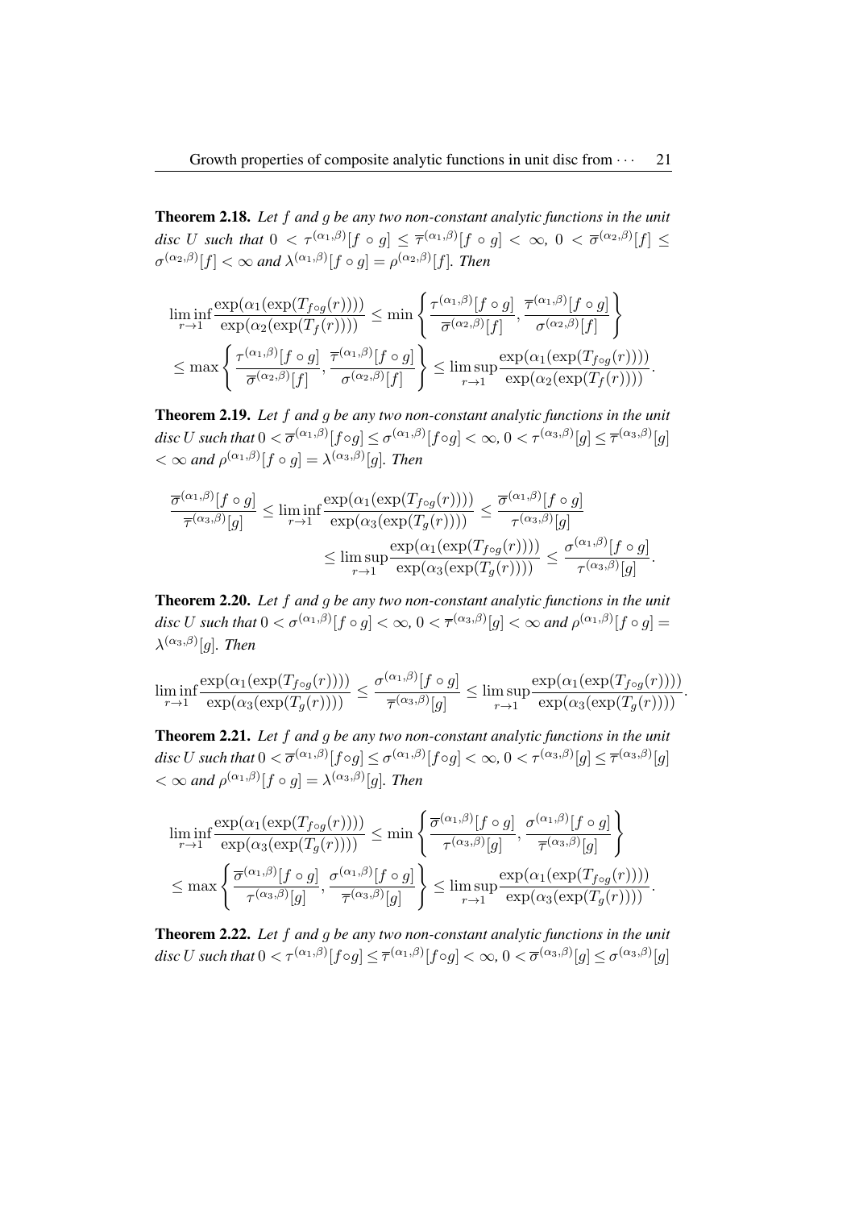**Theorem 2.18.** *Let $f$ and $g$ be any two non-constant analytic functions in the unit disc $U$ such that $0 < \tau^{(\alpha_1,\beta)}[f \circ g] \leq \overline{\tau}^{(\alpha_1,\beta)}[f \circ g] < \infty$, $0 < \overline{\sigma}^{(\alpha_2,\beta)}[f] \leq \sigma^{(\alpha_2,\beta)}[f] < \infty$ and $\lambda^{(\alpha_1,\beta)}[f \circ g] = \rho^{(\alpha_2,\beta)}[f]$. Then*

$$\liminf_{r \to 1} \frac{\exp(\alpha_1(\exp(T_{f \circ g}(r))))}{\exp(\alpha_2(\exp(T_f(r))))} \leq \min \left\{ \frac{\tau^{(\alpha_1,\beta)}[f \circ g]}{\overline{\sigma}^{(\alpha_2,\beta)}[f]}, \frac{\overline{\tau}^{(\alpha_1,\beta)}[f \circ g]}{\sigma^{(\alpha_2,\beta)}[f]} \right\}$$

$$\leq \max \left\{ \frac{\tau^{(\alpha_1,\beta)}[f \circ g]}{\overline{\sigma}^{(\alpha_2,\beta)}[f]}, \frac{\overline{\tau}^{(\alpha_1,\beta)}[f \circ g]}{\sigma^{(\alpha_2,\beta)}[f]} \right\} \leq \limsup_{r \to 1} \frac{\exp(\alpha_1(\exp(T_{f \circ g}(r))))}{\exp(\alpha_2(\exp(T_f(r))))}.$$

**Theorem 2.19.** *Let $f$ and $g$ be any two non-constant analytic functions in the unit disc $U$ such that $0 < \overline{\sigma}^{(\alpha_1,\beta)}[f \circ g] \leq \sigma^{(\alpha_1,\beta)}[f \circ g] < \infty$, $0 < \tau^{(\alpha_3,\beta)}[g] \leq \overline{\tau}^{(\alpha_3,\beta)}[g] < \infty$ and $\rho^{(\alpha_1,\beta)}[f \circ g] = \lambda^{(\alpha_3,\beta)}[g]$. Then*

$$\frac{\overline{\sigma}^{(\alpha_1,\beta)}[f \circ g]}{\overline{\tau}^{(\alpha_3,\beta)}[g]} \leq \liminf_{r \to 1} \frac{\exp(\alpha_1(\exp(T_{f \circ g}(r))))}{\exp(\alpha_3(\exp(T_g(r))))} \leq \frac{\overline{\sigma}^{(\alpha_1,\beta)}[f \circ g]}{\tau^{(\alpha_3,\beta)}[g]}$$

$$\leq \limsup_{r \to 1} \frac{\exp(\alpha_1(\exp(T_{f \circ g}(r))))}{\exp(\alpha_3(\exp(T_g(r))))} \leq \frac{\sigma^{(\alpha_1,\beta)}[f \circ g]}{\tau^{(\alpha_3,\beta)}[g]}.$$

**Theorem 2.20.** *Let $f$ and $g$ be any two non-constant analytic functions in the unit disc $U$ such that $0 < \sigma^{(\alpha_1,\beta)}[f \circ g] < \infty$, $0 < \overline{\tau}^{(\alpha_3,\beta)}[g] < \infty$ and $\rho^{(\alpha_1,\beta)}[f \circ g] = \lambda^{(\alpha_3,\beta)}[g]$. Then*

$$\liminf_{r \to 1} \frac{\exp(\alpha_1(\exp(T_{f \circ g}(r))))}{\exp(\alpha_3(\exp(T_g(r))))} \leq \frac{\sigma^{(\alpha_1,\beta)}[f \circ g]}{\overline{\tau}^{(\alpha_3,\beta)}[g]} \leq \limsup_{r \to 1} \frac{\exp(\alpha_1(\exp(T_{f \circ g}(r))))}{\exp(\alpha_3(\exp(T_g(r))))}.$$

**Theorem 2.21.** *Let $f$ and $g$ be any two non-constant analytic functions in the unit disc $U$ such that $0 < \overline{\sigma}^{(\alpha_1,\beta)}[f \circ g] \leq \sigma^{(\alpha_1,\beta)}[f \circ g] < \infty$, $0 < \tau^{(\alpha_3,\beta)}[g] \leq \overline{\tau}^{(\alpha_3,\beta)}[g] < \infty$ and $\rho^{(\alpha_1,\beta)}[f \circ g] = \lambda^{(\alpha_3,\beta)}[g]$. Then*

$$\liminf_{r \to 1} \frac{\exp(\alpha_1(\exp(T_{f \circ g}(r))))}{\exp(\alpha_3(\exp(T_g(r))))} \leq \min \left\{ \frac{\overline{\sigma}^{(\alpha_1,\beta)}[f \circ g]}{\tau^{(\alpha_3,\beta)}[g]}, \frac{\sigma^{(\alpha_1,\beta)}[f \circ g]}{\overline{\tau}^{(\alpha_3,\beta)}[g]} \right\}$$

$$\leq \max \left\{ \frac{\overline{\sigma}^{(\alpha_1,\beta)}[f \circ g]}{\tau^{(\alpha_3,\beta)}[g]}, \frac{\sigma^{(\alpha_1,\beta)}[f \circ g]}{\overline{\tau}^{(\alpha_3,\beta)}[g]} \right\} \leq \limsup_{r \to 1} \frac{\exp(\alpha_1(\exp(T_{f \circ g}(r))))}{\exp(\alpha_3(\exp(T_g(r))))}.$$

**Theorem 2.22.** *Let $f$ and $g$ be any two non-constant analytic functions in the unit disc $U$ such that $0 < \tau^{(\alpha_1,\beta)}[f \circ g] \leq \overline{\tau}^{(\alpha_1,\beta)}[f \circ g] < \infty$, $0 < \overline{\sigma}^{(\alpha_3,\beta)}[g] \leq \sigma^{(\alpha_3,\beta)}[g]$*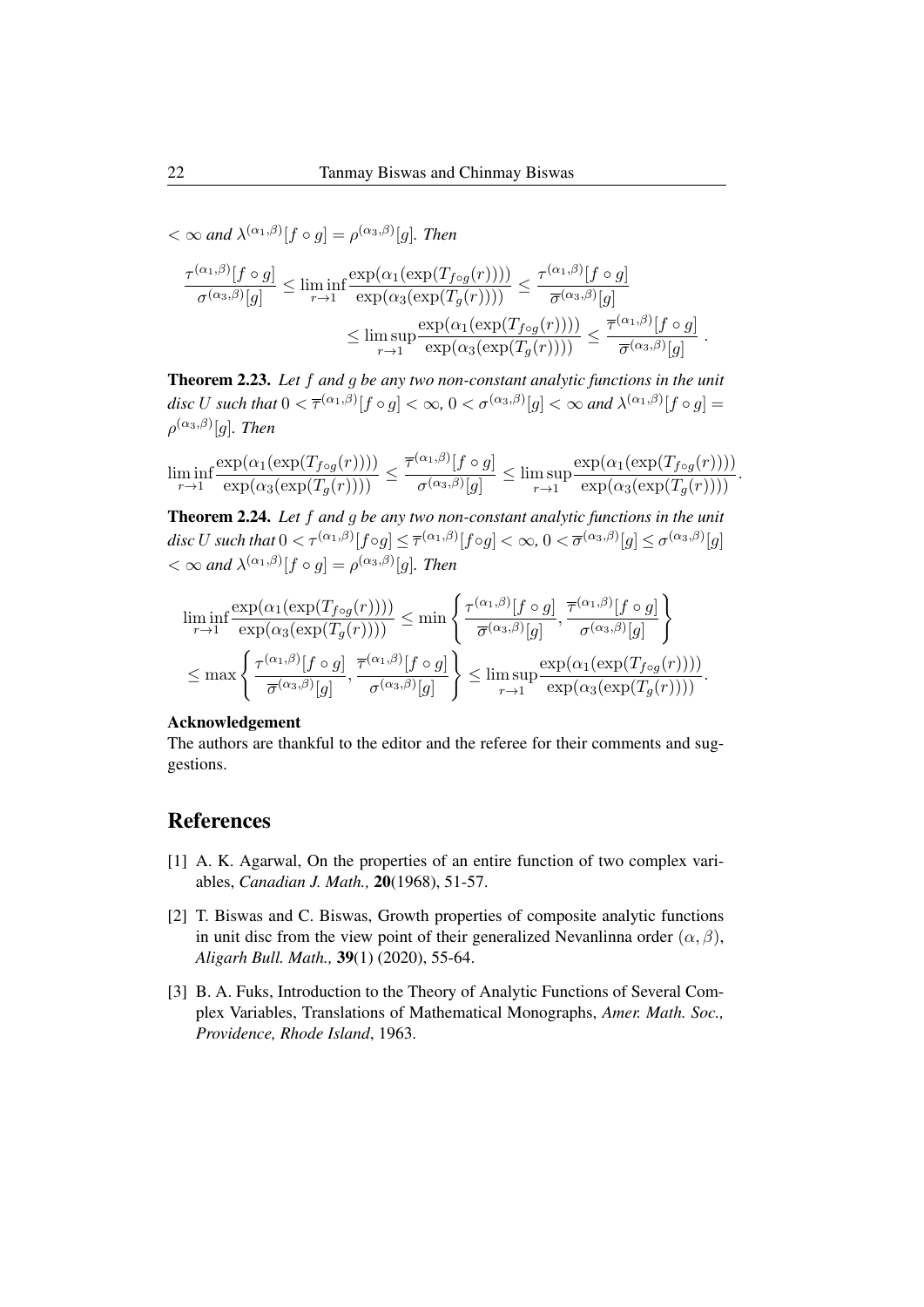$< \infty$ *and* $\lambda^{(\alpha_1,\beta)}[f \circ g] = \rho^{(\alpha_3,\beta)}[g]$. *Then*

$$\frac{\tau^{(\alpha_1,\beta)}[f \circ g]}{\sigma^{(\alpha_3,\beta)}[g]} \leq \liminf_{r \to 1} \frac{\exp(\alpha_1(\exp(T_{f \circ g}(r))))}{\exp(\alpha_3(\exp(T_g(r))))} \leq \frac{\tau^{(\alpha_1,\beta)}[f \circ g]}{\overline{\sigma}^{(\alpha_3,\beta)}[g]}$$
$$\leq \limsup_{r \to 1} \frac{\exp(\alpha_1(\exp(T_{f \circ g}(r))))}{\exp(\alpha_3(\exp(T_g(r))))} \leq \frac{\overline{\tau}^{(\alpha_1,\beta)}[f \circ g]}{\overline{\sigma}^{(\alpha_3,\beta)}[g]} .$$

**Theorem 2.23.** *Let $f$ and $g$ be any two non-constant analytic functions in the unit disc $U$ such that $0 < \overline{\tau}^{(\alpha_1,\beta)}[f \circ g] < \infty$, $0 < \sigma^{(\alpha_3,\beta)}[g] < \infty$ and $\lambda^{(\alpha_1,\beta)}[f \circ g] = \rho^{(\alpha_3,\beta)}[g]$. Then*

$$\liminf_{r \to 1} \frac{\exp(\alpha_1(\exp(T_{f \circ g}(r))))}{\exp(\alpha_3(\exp(T_g(r))))} \leq \frac{\overline{\tau}^{(\alpha_1,\beta)}[f \circ g]}{\sigma^{(\alpha_3,\beta)}[g]} \leq \limsup_{r \to 1} \frac{\exp(\alpha_1(\exp(T_{f \circ g}(r))))}{\exp(\alpha_3(\exp(T_g(r))))}.$$

**Theorem 2.24.** *Let $f$ and $g$ be any two non-constant analytic functions in the unit disc $U$ such that $0 < \tau^{(\alpha_1,\beta)}[f \circ g] \leq \overline{\tau}^{(\alpha_1,\beta)}[f \circ g] < \infty$, $0 < \overline{\sigma}^{(\alpha_3,\beta)}[g] \leq \sigma^{(\alpha_3,\beta)}[g] < \infty$ and $\lambda^{(\alpha_1,\beta)}[f \circ g] = \rho^{(\alpha_3,\beta)}[g]$. Then*

$$\liminf_{r \to 1} \frac{\exp(\alpha_1(\exp(T_{f \circ g}(r))))}{\exp(\alpha_3(\exp(T_g(r))))} \leq \min \left\{ \frac{\tau^{(\alpha_1,\beta)}[f \circ g]}{\overline{\sigma}^{(\alpha_3,\beta)}[g]}, \frac{\overline{\tau}^{(\alpha_1,\beta)}[f \circ g]}{\sigma^{(\alpha_3,\beta)}[g]} \right\}$$
$$\leq \max \left\{ \frac{\tau^{(\alpha_1,\beta)}[f \circ g]}{\overline{\sigma}^{(\alpha_3,\beta)}[g]}, \frac{\overline{\tau}^{(\alpha_1,\beta)}[f \circ g]}{\sigma^{(\alpha_3,\beta)}[g]} \right\} \leq \limsup_{r \to 1} \frac{\exp(\alpha_1(\exp(T_{f \circ g}(r))))}{\exp(\alpha_3(\exp(T_g(r))))}.$$

**Acknowledgement**

The authors are thankful to the editor and the referee for their comments and suggestions.

# References

[1] A. K. Agarwal, On the properties of an entire function of two complex variables, *Canadian J. Math.,* **20**(1968), 51-57.

[2] T. Biswas and C. Biswas, Growth properties of composite analytic functions in unit disc from the view point of their generalized Nevanlinna order $(\alpha, \beta)$, *Aligarh Bull. Math.,* **39**(1) (2020), 55-64.

[3] B. A. Fuks, Introduction to the Theory of Analytic Functions of Several Complex Variables, Translations of Mathematical Monographs, *Amer. Math. Soc., Providence, Rhode Island*, 1963.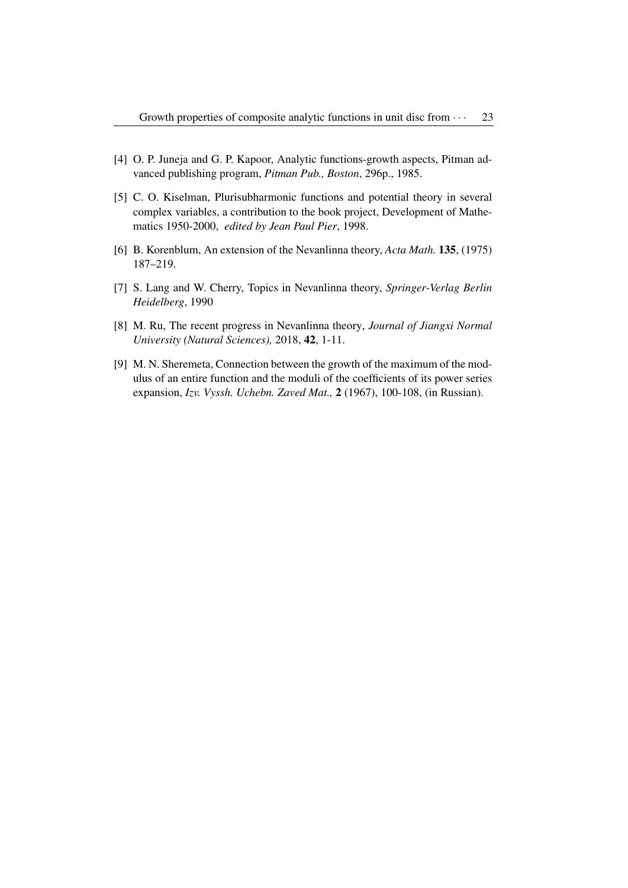[4] O. P. Juneja and G. P. Kapoor, Analytic functions-growth aspects, Pitman advanced publishing program, *Pitman Pub., Boston*, 296p., 1985.

[5] C. O. Kiselman, Plurisubharmonic functions and potential theory in several complex variables, a contribution to the book project, Development of Mathematics 1950-2000, *edited by Jean Paul Pier*, 1998.

[6] B. Korenblum, An extension of the Nevanlinna theory, *Acta Math.* **135**, (1975) 187–219.

[7] S. Lang and W. Cherry, Topics in Nevanlinna theory, *Springer-Verlag Berlin Heidelberg*, 1990

[8] M. Ru, The recent progress in Nevanlinna theory, *Journal of Jiangxi Normal University (Natural Sciences),* 2018, **42**, 1-11.

[9] M. N. Sheremeta, Connection between the growth of the maximum of the modulus of an entire function and the moduli of the coefficients of its power series expansion, *Izv. Vyssh. Uchebn. Zaved Mat.,* **2** (1967), 100-108, (in Russian).